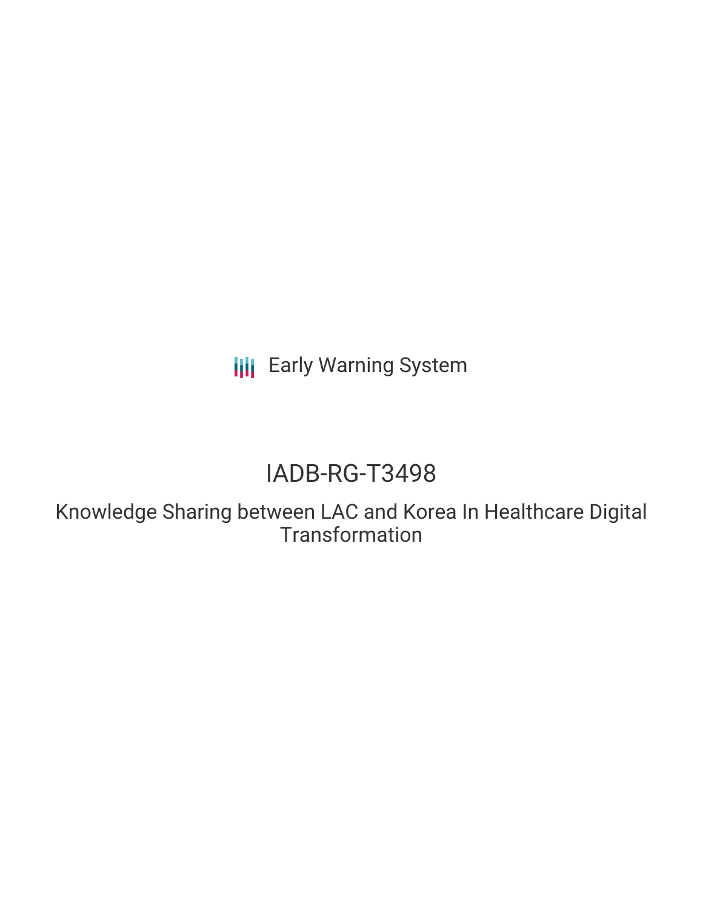Early Warning System

# IADB-RG-T3498

## Knowledge Sharing between LAC and Korea In Healthcare Digital Transformation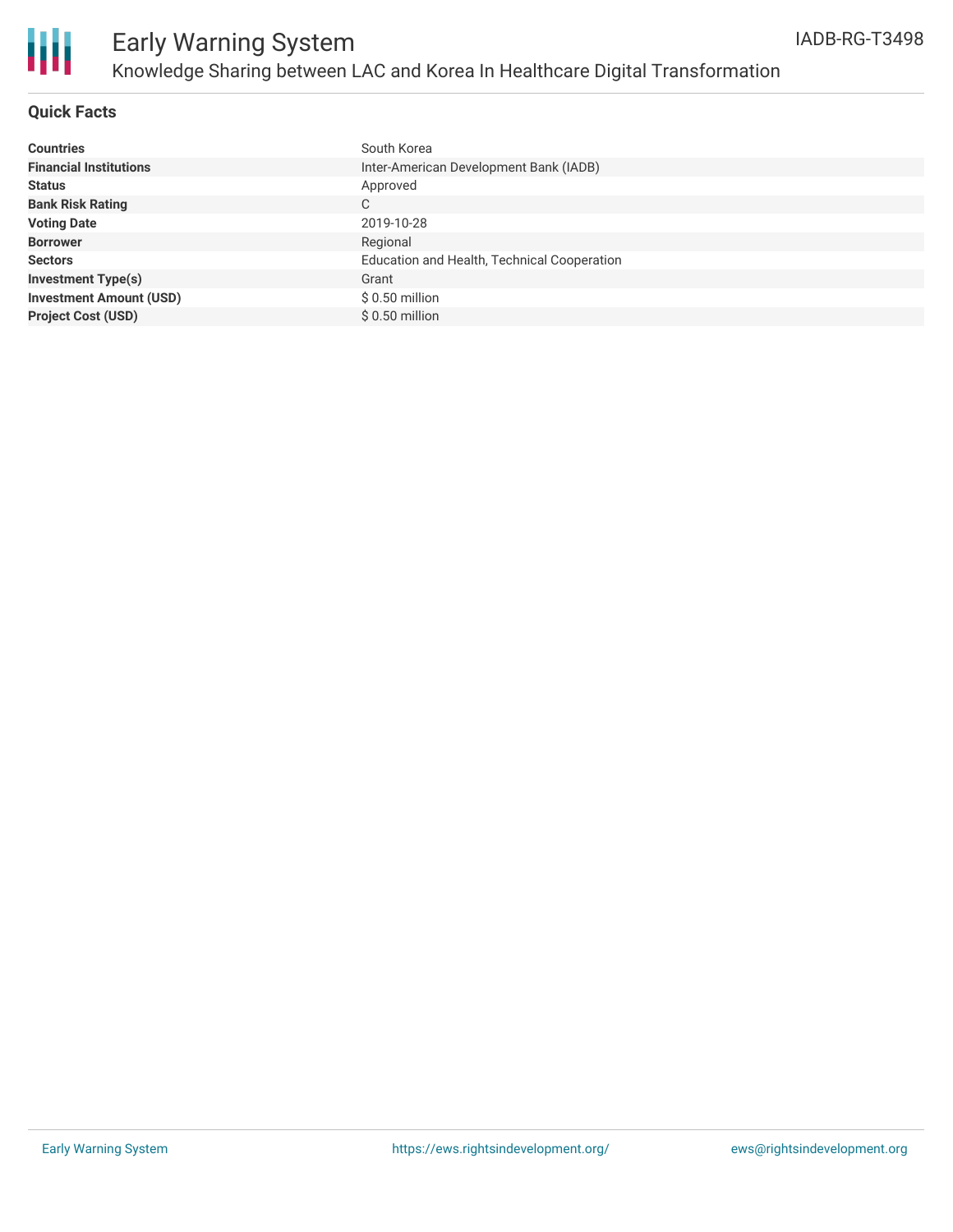## Quick Facts

| | |
|---|---|
| **Countries** | South Korea |
| **Financial Institutions** | Inter-American Development Bank (IADB) |
| **Status** | Approved |
| **Bank Risk Rating** | C |
| **Voting Date** | 2019-10-28 |
| **Borrower** | Regional |
| **Sectors** | Education and Health, Technical Cooperation |
| **Investment Type(s)** | Grant |
| **Investment Amount (USD)** | $ 0.50 million |
| **Project Cost (USD)** | $ 0.50 million |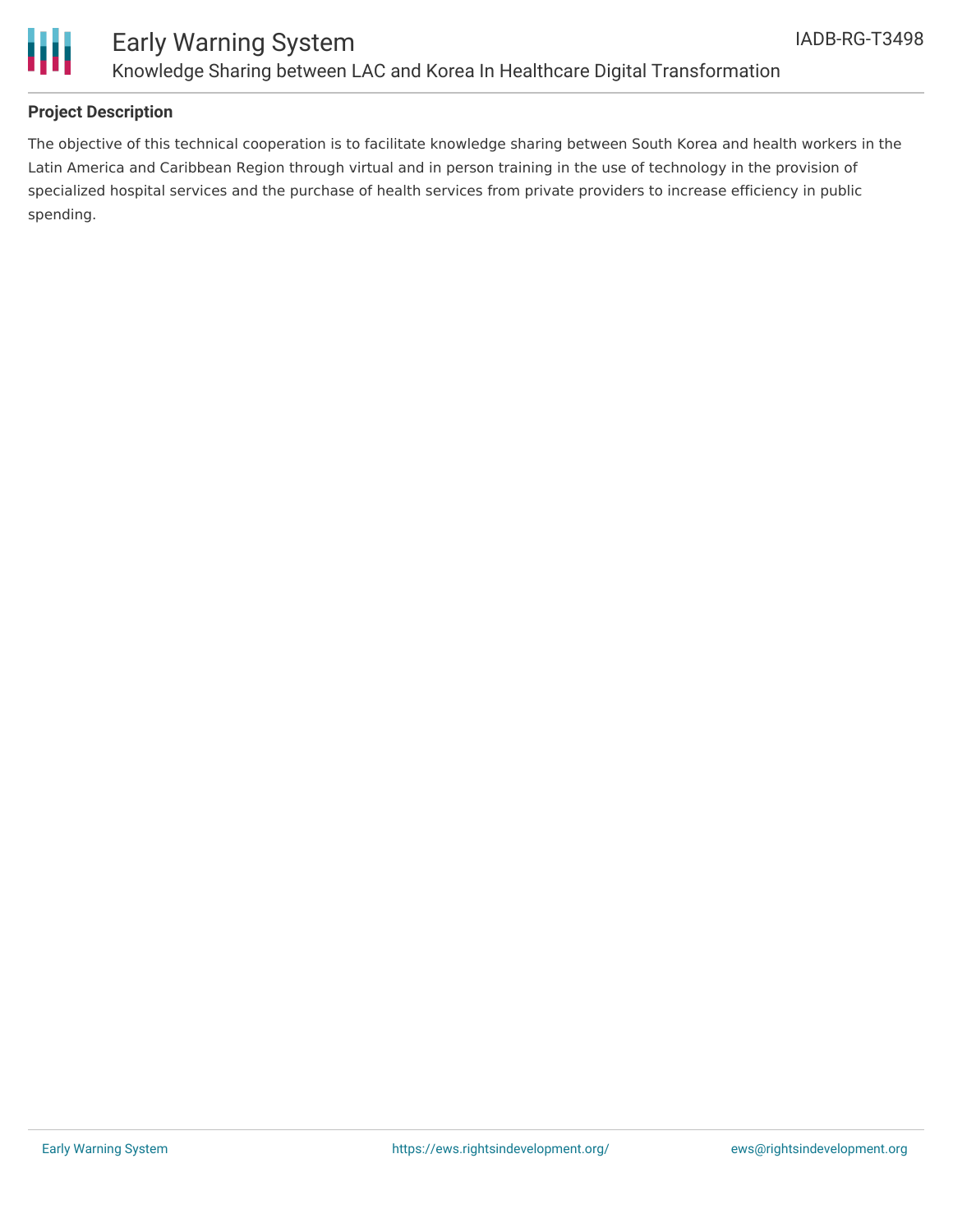## Project Description

The objective of this technical cooperation is to facilitate knowledge sharing between South Korea and health workers in the Latin America and Caribbean Region through virtual and in person training in the use of technology in the provision of specialized hospital services and the purchase of health services from private providers to increase efficiency in public spending.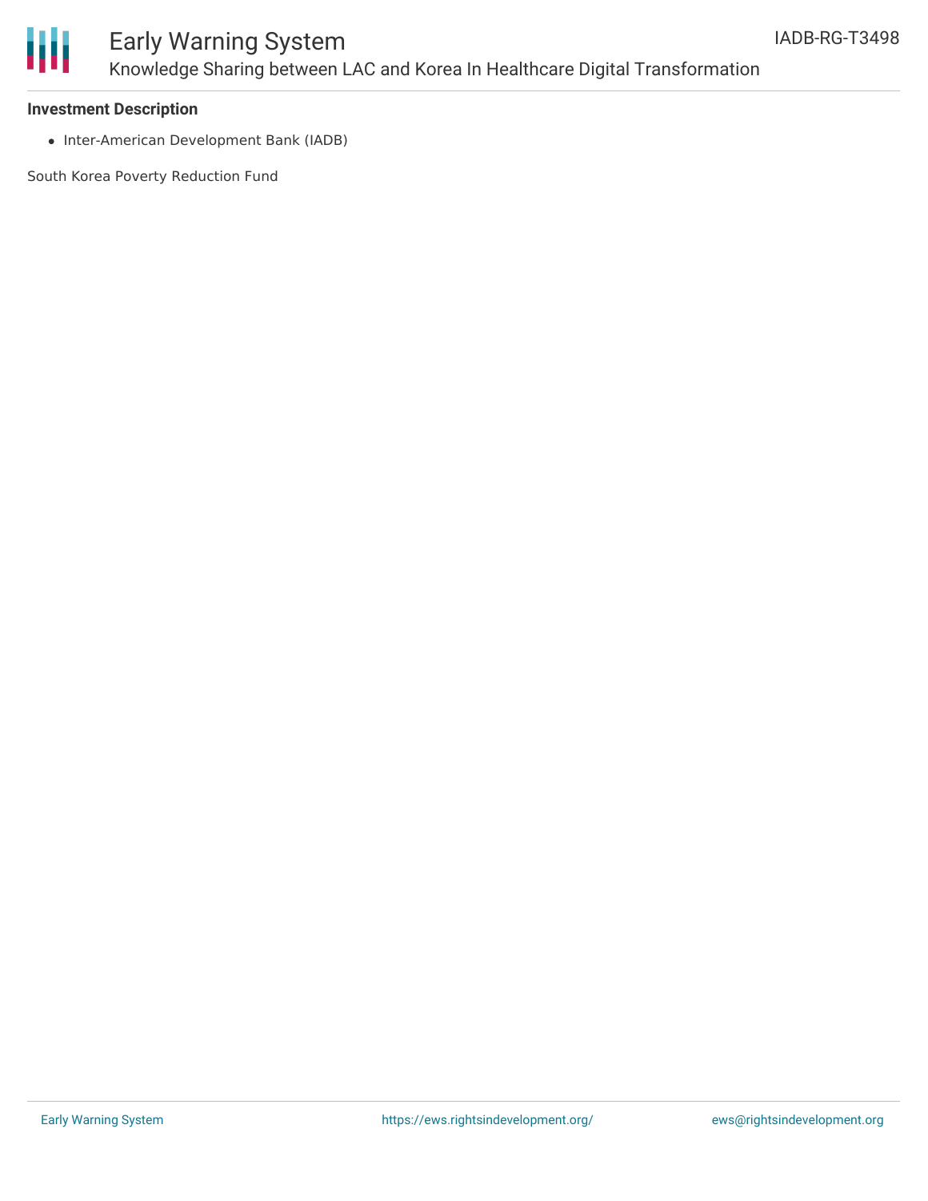### Investment Description

- Inter-American Development Bank (IADB)

South Korea Poverty Reduction Fund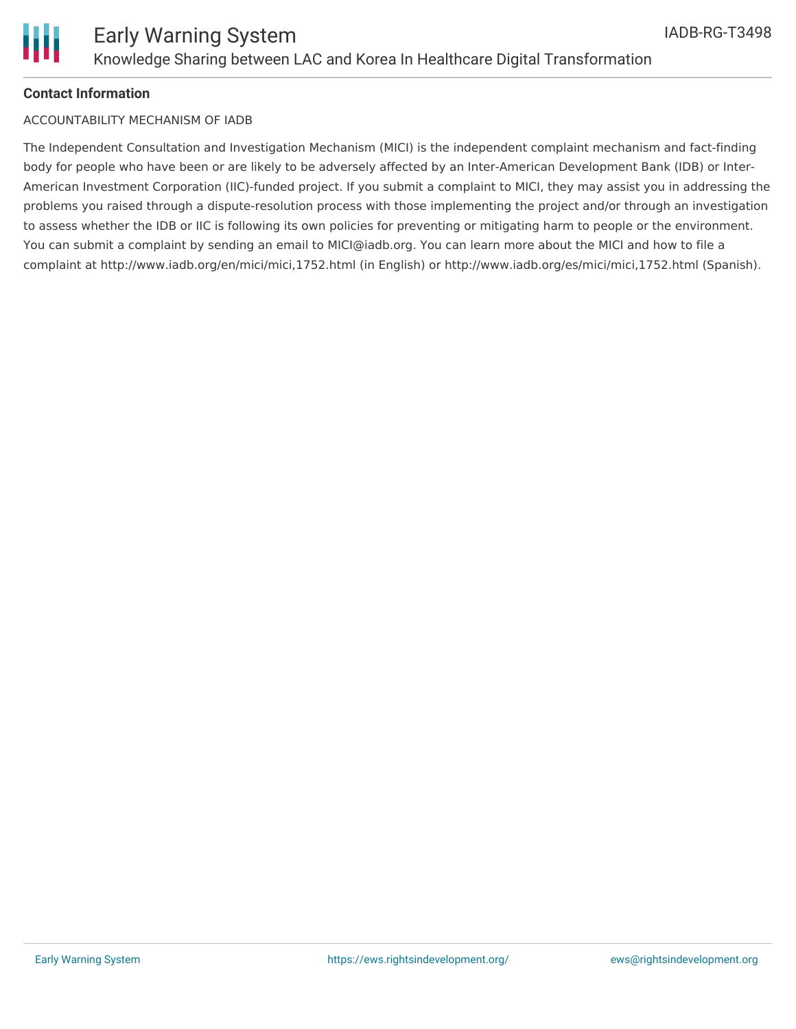### Contact Information

ACCOUNTABILITY MECHANISM OF IADB

The Independent Consultation and Investigation Mechanism (MICI) is the independent complaint mechanism and fact-finding body for people who have been or are likely to be adversely affected by an Inter-American Development Bank (IDB) or Inter-American Investment Corporation (IIC)-funded project. If you submit a complaint to MICI, they may assist you in addressing the problems you raised through a dispute-resolution process with those implementing the project and/or through an investigation to assess whether the IDB or IIC is following its own policies for preventing or mitigating harm to people or the environment. You can submit a complaint by sending an email to MICI@iadb.org. You can learn more about the MICI and how to file a complaint at http://www.iadb.org/en/mici/mici,1752.html (in English) or http://www.iadb.org/es/mici/mici,1752.html (Spanish).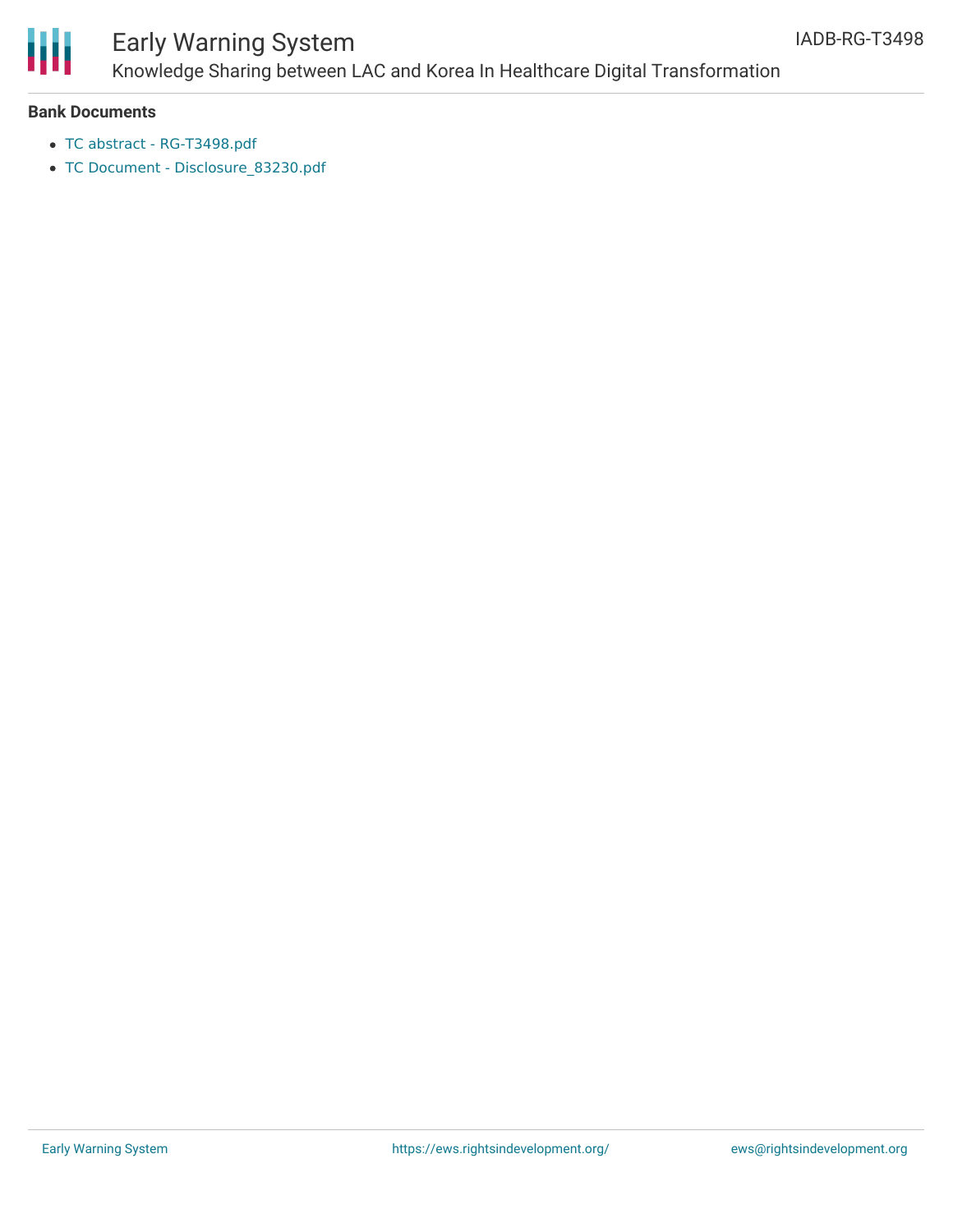**Bank Documents**

- TC abstract - RG-T3498.pdf
- TC Document - Disclosure_83230.pdf